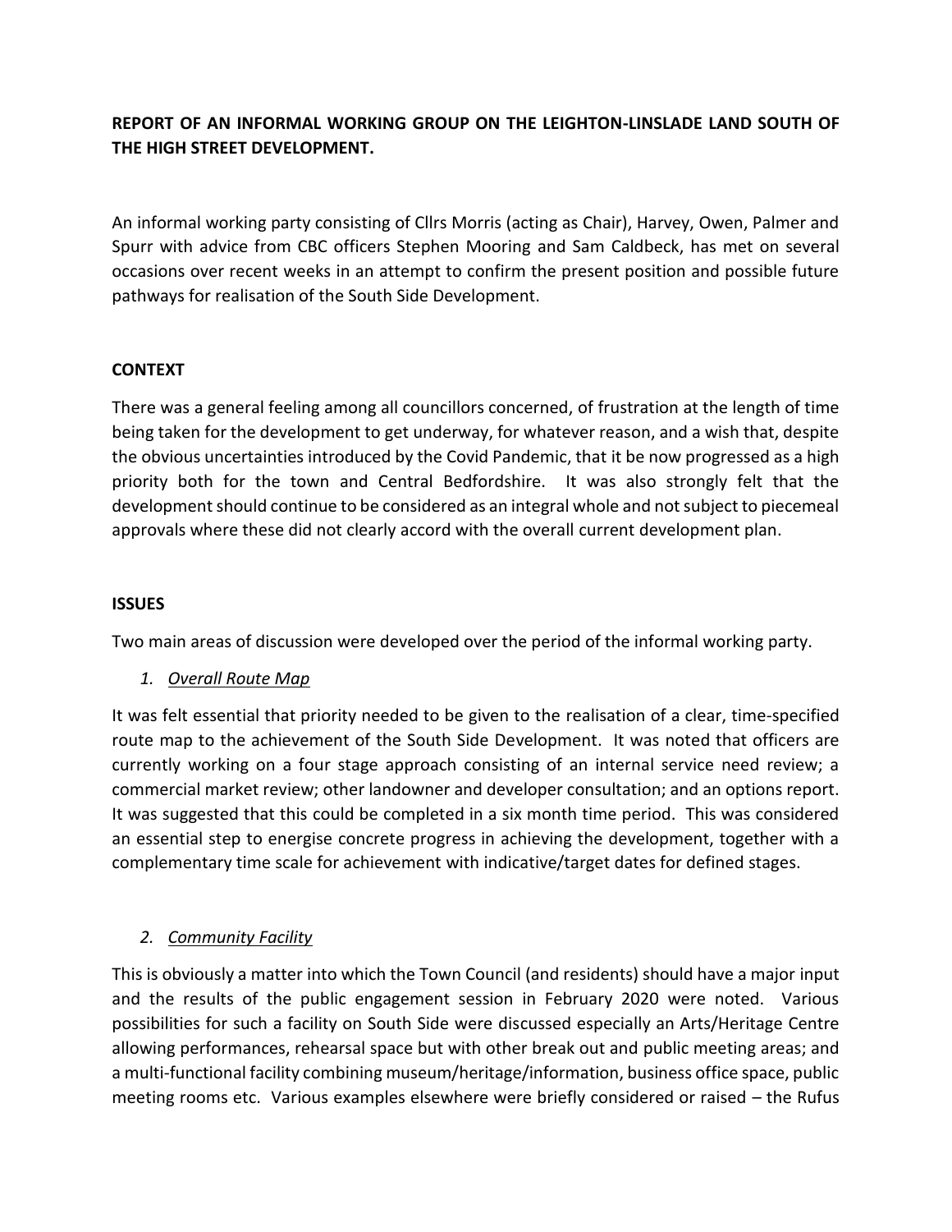**REPORT OF AN INFORMAL WORKING GROUP ON THE LEIGHTON-LINSLADE LAND SOUTH OF THE HIGH STREET DEVELOPMENT.**

An informal working party consisting of Cllrs Morris (acting as Chair), Harvey, Owen, Palmer and Spurr with advice from CBC officers Stephen Mooring and Sam Caldbeck, has met on several occasions over recent weeks in an attempt to confirm the present position and possible future pathways for realisation of the South Side Development.

**CONTEXT**

There was a general feeling among all councillors concerned, of frustration at the length of time being taken for the development to get underway, for whatever reason, and a wish that, despite the obvious uncertainties introduced by the Covid Pandemic, that it be now progressed as a high priority both for the town and Central Bedfordshire. It was also strongly felt that the development should continue to be considered as an integral whole and not subject to piecemeal approvals where these did not clearly accord with the overall current development plan.

**ISSUES**

Two main areas of discussion were developed over the period of the informal working party.

1. *Overall Route Map*

It was felt essential that priority needed to be given to the realisation of a clear, time-specified route map to the achievement of the South Side Development. It was noted that officers are currently working on a four stage approach consisting of an internal service need review; a commercial market review; other landowner and developer consultation; and an options report. It was suggested that this could be completed in a six month time period. This was considered an essential step to energise concrete progress in achieving the development, together with a complementary time scale for achievement with indicative/target dates for defined stages.

2. *Community Facility*

This is obviously a matter into which the Town Council (and residents) should have a major input and the results of the public engagement session in February 2020 were noted. Various possibilities for such a facility on South Side were discussed especially an Arts/Heritage Centre allowing performances, rehearsal space but with other break out and public meeting areas; and a multi-functional facility combining museum/heritage/information, business office space, public meeting rooms etc. Various examples elsewhere were briefly considered or raised – the Rufus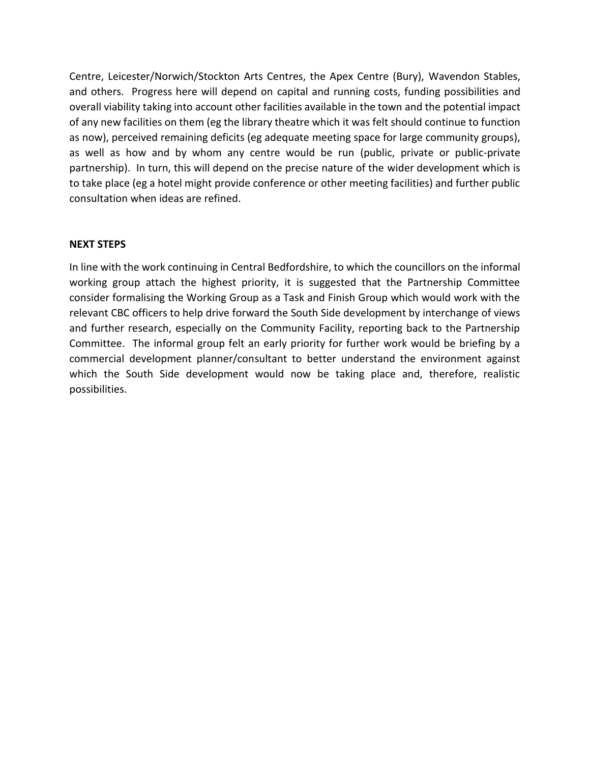Centre, Leicester/Norwich/Stockton Arts Centres, the Apex Centre (Bury), Wavendon Stables, and others. Progress here will depend on capital and running costs, funding possibilities and overall viability taking into account other facilities available in the town and the potential impact of any new facilities on them (eg the library theatre which it was felt should continue to function as now), perceived remaining deficits (eg adequate meeting space for large community groups), as well as how and by whom any centre would be run (public, private or public-private partnership). In turn, this will depend on the precise nature of the wider development which is to take place (eg a hotel might provide conference or other meeting facilities) and further public consultation when ideas are refined.

**NEXT STEPS**

In line with the work continuing in Central Bedfordshire, to which the councillors on the informal working group attach the highest priority, it is suggested that the Partnership Committee consider formalising the Working Group as a Task and Finish Group which would work with the relevant CBC officers to help drive forward the South Side development by interchange of views and further research, especially on the Community Facility, reporting back to the Partnership Committee. The informal group felt an early priority for further work would be briefing by a commercial development planner/consultant to better understand the environment against which the South Side development would now be taking place and, therefore, realistic possibilities.